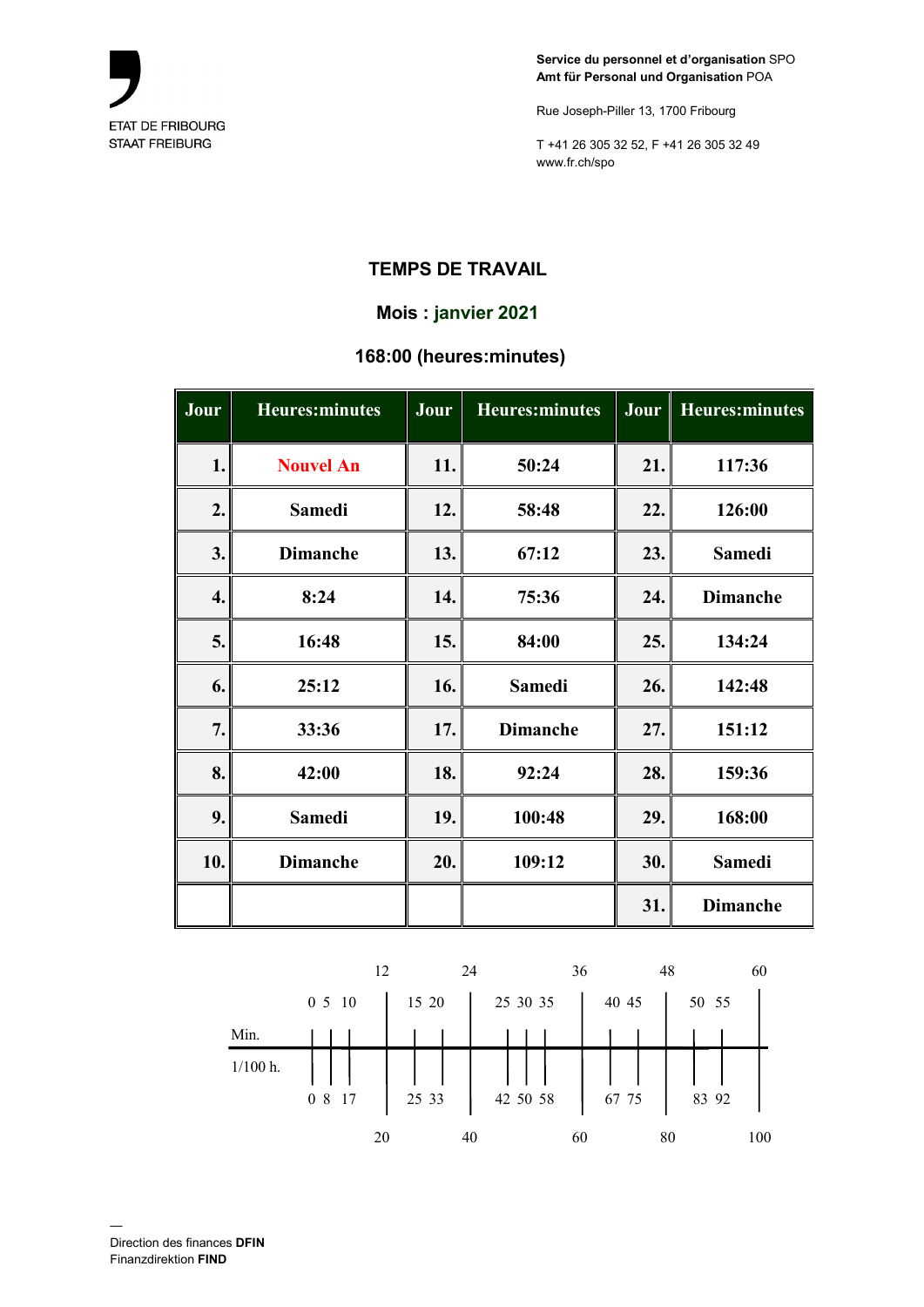ETAT DE FRIBOURG
STAAT FREIBURG

**Service du personnel et d'organisation** SPO
**Amt für Personal und Organisation** POA

Rue Joseph-Piller 13, 1700 Fribourg

T +41 26 305 32 52, F +41 26 305 32 49
www.fr.ch/spo

## TEMPS DE TRAVAIL

### Mois : janvier 2021

### 168:00 (heures:minutes)

| Jour | Heures:minutes | Jour | Heures:minutes | Jour | Heures:minutes |
|---|---|---|---|---|---|
| 1. | Nouvel An | 11. | 50:24 | 21. | 117:36 |
| 2. | Samedi | 12. | 58:48 | 22. | 126:00 |
| 3. | Dimanche | 13. | 67:12 | 23. | Samedi |
| 4. | 8:24 | 14. | 75:36 | 24. | Dimanche |
| 5. | 16:48 | 15. | 84:00 | 25. | 134:24 |
| 6. | 25:12 | 16. | Samedi | 26. | 142:48 |
| 7. | 33:36 | 17. | Dimanche | 27. | 151:12 |
| 8. | 42:00 | 18. | 92:24 | 28. | 159:36 |
| 9. | Samedi | 19. | 100:48 | 29. | 168:00 |
| 10. | Dimanche | 20. | 109:12 | 30. | Samedi |
| | | | | 31. | Dimanche |

| Min. | 0 | 5 | 10 | 12 | 15 | 20 | 24 | 25 | 30 | 35 | 36 | 40 | 45 | 48 | 50 | 55 | 60 |
|---|---|---|---|---|---|---|---|---|---|---|---|---|---|---|---|---|---|
| 1/100 h. | 0 | 8 | 17 | 20 | 25 | 33 | 40 | 42 | 50 | 58 | 60 | 67 | 75 | 80 | 83 | 92 | 100 |

Direction des finances **DFIN**
Finanzdirektion **FIND**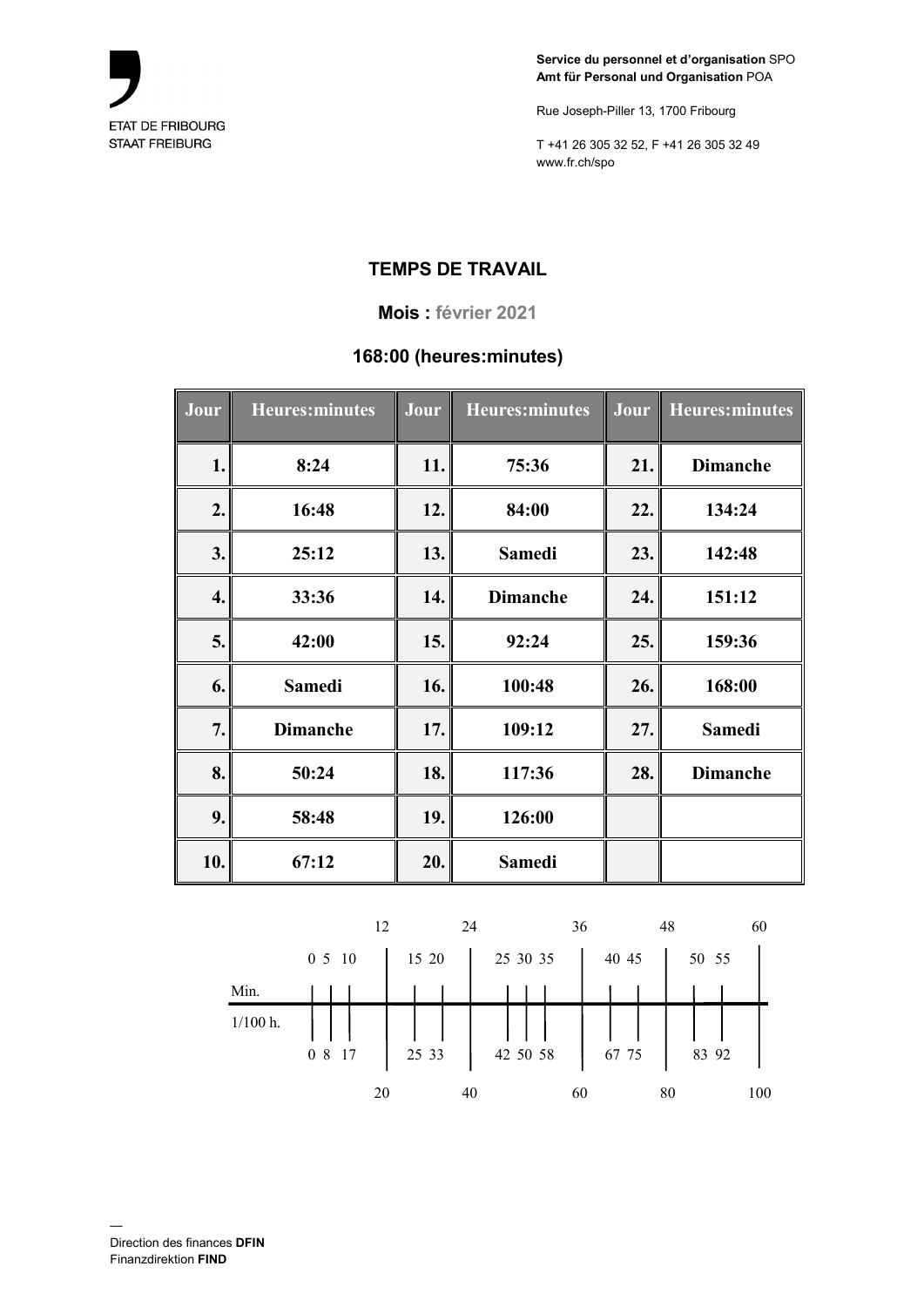ETAT DE FRIBOURG
STAAT FREIBURG

**Service du personnel et d'organisation** SPO
**Amt für Personal und Organisation** POA

Rue Joseph-Piller 13, 1700 Fribourg

T +41 26 305 32 52, F +41 26 305 32 49
www.fr.ch/spo

## TEMPS DE TRAVAIL

### Mois : février 2021

### 168:00 (heures:minutes)

| Jour | Heures:minutes | Jour | Heures:minutes | Jour | Heures:minutes |
|---|---|---|---|---|---|
| 1. | 8:24 | 11. | 75:36 | 21. | Dimanche |
| 2. | 16:48 | 12. | 84:00 | 22. | 134:24 |
| 3. | 25:12 | 13. | Samedi | 23. | 142:48 |
| 4. | 33:36 | 14. | Dimanche | 24. | 151:12 |
| 5. | 42:00 | 15. | 92:24 | 25. | 159:36 |
| 6. | Samedi | 16. | 100:48 | 26. | 168:00 |
| 7. | Dimanche | 17. | 109:12 | 27. | Samedi |
| 8. | 50:24 | 18. | 117:36 | 28. | Dimanche |
| 9. | 58:48 | 19. | 126:00 | | |
| 10. | 67:12 | 20. | Samedi | | |

| Min. | 0 | 5 | 10 | 12 | 15 | 20 | 24 | 25 | 30 | 35 | 36 | 40 | 45 | 48 | 50 | 55 | 60 |
|---|---|---|---|---|---|---|---|---|---|---|---|---|---|---|---|---|---|
| 1/100 h. | 0 | 8 | 17 | 20 | 25 | 33 | 40 | 42 | 50 | 58 | 60 | 67 | 75 | 80 | 83 | 92 | 100 |

—
Direction des finances **DFIN**
Finanzdirektion **FIND**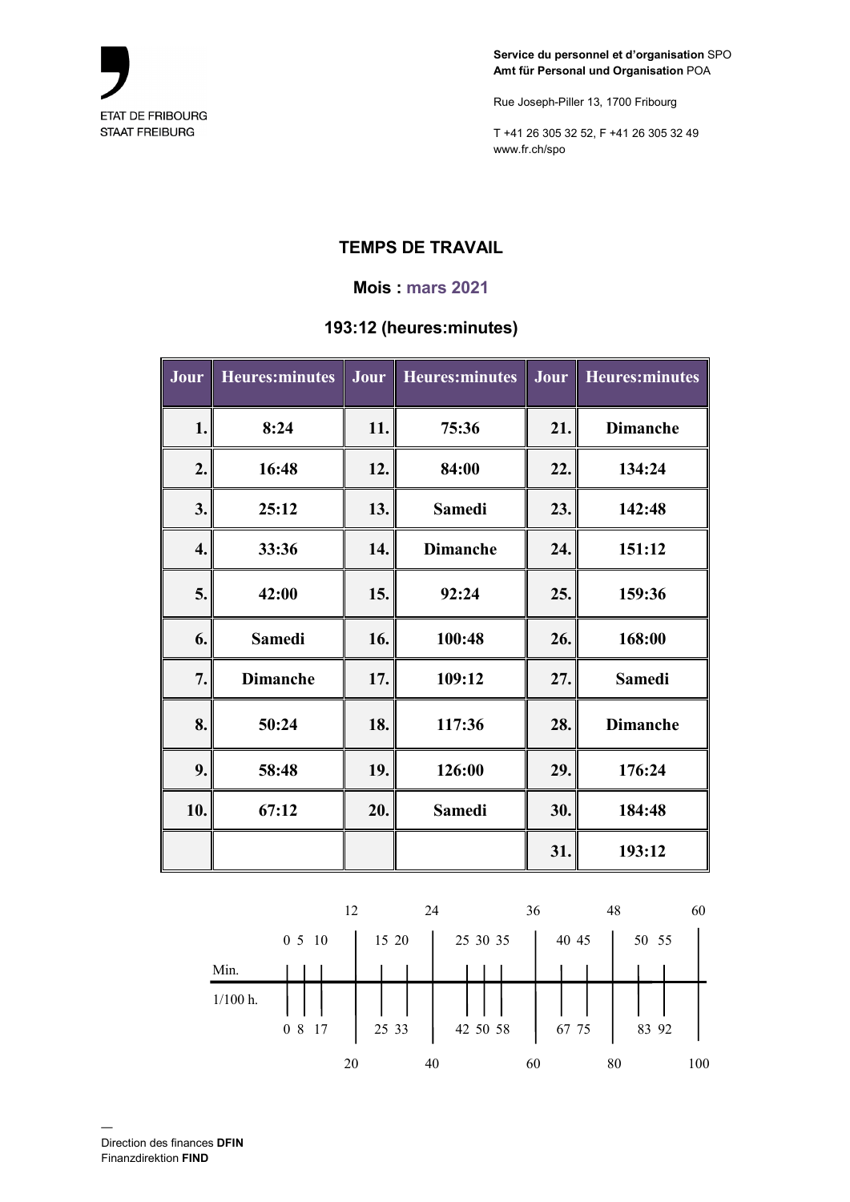ETAT DE FRIBOURG
STAAT FREIBURG

**Service du personnel et d'organisation** SPO
**Amt für Personal und Organisation** POA

Rue Joseph-Piller 13, 1700 Fribourg

T +41 26 305 32 52, F +41 26 305 32 49
www.fr.ch/spo

## TEMPS DE TRAVAIL

### Mois : mars 2021

### 193:12 (heures:minutes)

| Jour | Heures:minutes | Jour | Heures:minutes | Jour | Heures:minutes |
|---|---|---|---|---|---|
| 1. | 8:24 | 11. | 75:36 | 21. | Dimanche |
| 2. | 16:48 | 12. | 84:00 | 22. | 134:24 |
| 3. | 25:12 | 13. | Samedi | 23. | 142:48 |
| 4. | 33:36 | 14. | Dimanche | 24. | 151:12 |
| 5. | 42:00 | 15. | 92:24 | 25. | 159:36 |
| 6. | Samedi | 16. | 100:48 | 26. | 168:00 |
| 7. | Dimanche | 17. | 109:12 | 27. | Samedi |
| 8. | 50:24 | 18. | 117:36 | 28. | Dimanche |
| 9. | 58:48 | 19. | 126:00 | 29. | 176:24 |
| 10. | 67:12 | 20. | Samedi | 30. | 184:48 |
| | | | | 31. | 193:12 |

| Min. | 0 | 5 | 10 | 12 | 15 | 20 | 24 | 25 | 30 | 35 | 36 | 40 | 45 | 48 | 50 | 55 | 60 |
|---|---|---|---|---|---|---|---|---|---|---|---|---|---|---|---|---|---|
| 1/100 h. | 0 | 8 | 17 | 20 | 25 | 33 | 40 | 42 | 50 | 58 | 60 | 67 | 75 | 80 | 83 | 92 | 100 |

—
Direction des finances **DFIN**
Finanzdirektion **FIND**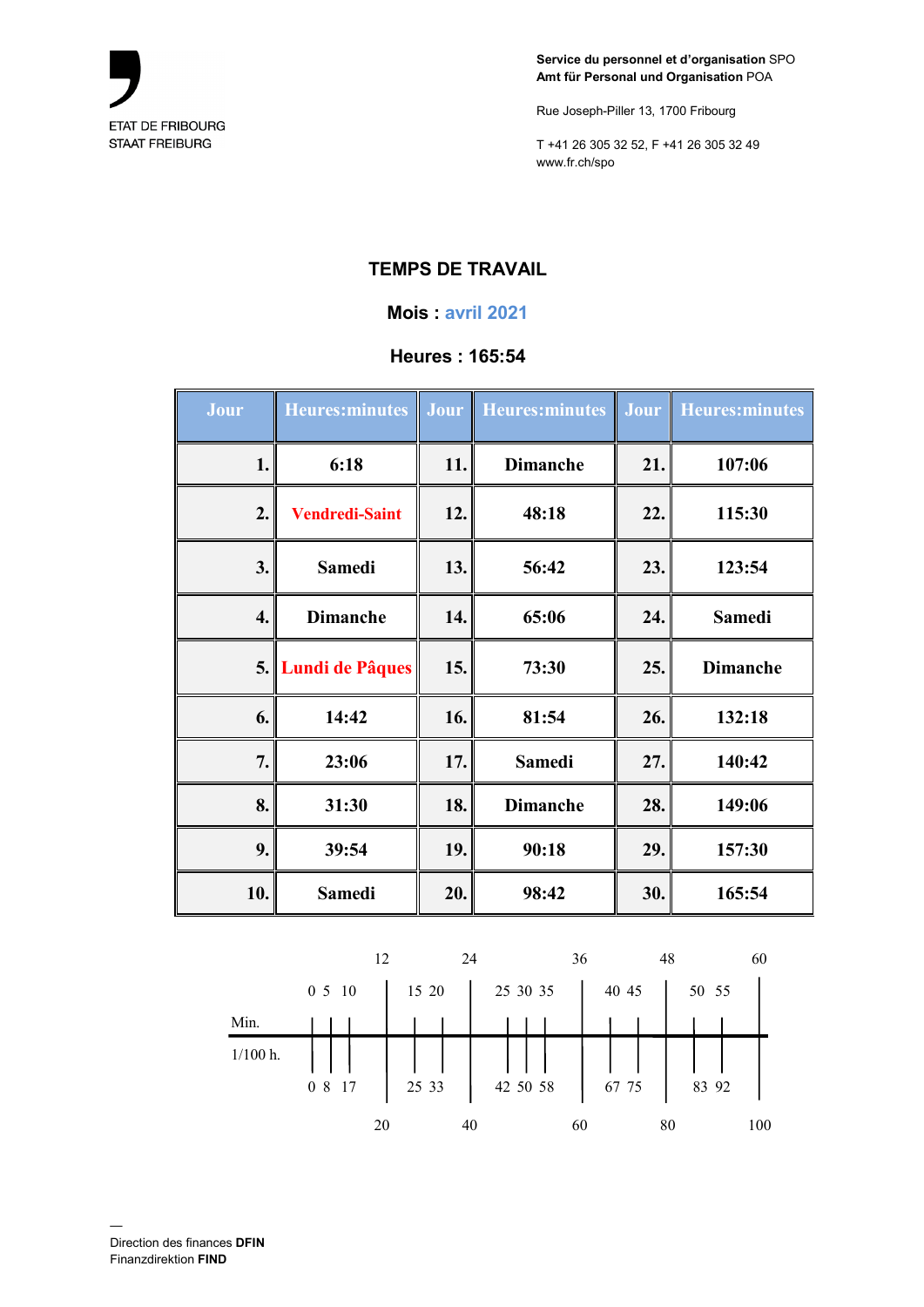ETAT DE FRIBOURG
STAAT FREIBURG

**Service du personnel et d'organisation** SPO
**Amt für Personal und Organisation** POA

Rue Joseph-Piller 13, 1700 Fribourg

T +41 26 305 32 52, F +41 26 305 32 49
www.fr.ch/spo

## TEMPS DE TRAVAIL

### Mois : avril 2021

### Heures : 165:54

| Jour | Heures:minutes | Jour | Heures:minutes | Jour | Heures:minutes |
|---|---|---|---|---|---|
| 1. | 6:18 | 11. | Dimanche | 21. | 107:06 |
| 2. | Vendredi-Saint | 12. | 48:18 | 22. | 115:30 |
| 3. | Samedi | 13. | 56:42 | 23. | 123:54 |
| 4. | Dimanche | 14. | 65:06 | 24. | Samedi |
| 5. | Lundi de Pâques | 15. | 73:30 | 25. | Dimanche |
| 6. | 14:42 | 16. | 81:54 | 26. | 132:18 |
| 7. | 23:06 | 17. | Samedi | 27. | 140:42 |
| 8. | 31:30 | 18. | Dimanche | 28. | 149:06 |
| 9. | 39:54 | 19. | 90:18 | 29. | 157:30 |
| 10. | Samedi | 20. | 98:42 | 30. | 165:54 |

| Min. | 0 | 5 | 10 | 12 | 15 | 20 | 24 | 25 | 30 | 35 | 36 | 40 | 45 | 48 | 50 | 55 | 60 |
|---|---|---|---|---|---|---|---|---|---|---|---|---|---|---|---|---|---|
| 1/100 h. | 0 | 8 | 17 | 20 | 25 | 33 | 40 | 42 | 50 | 58 | 60 | 67 | 75 | 80 | 83 | 92 | 100 |

Direction des finances **DFIN**
Finanzdirektion **FIND**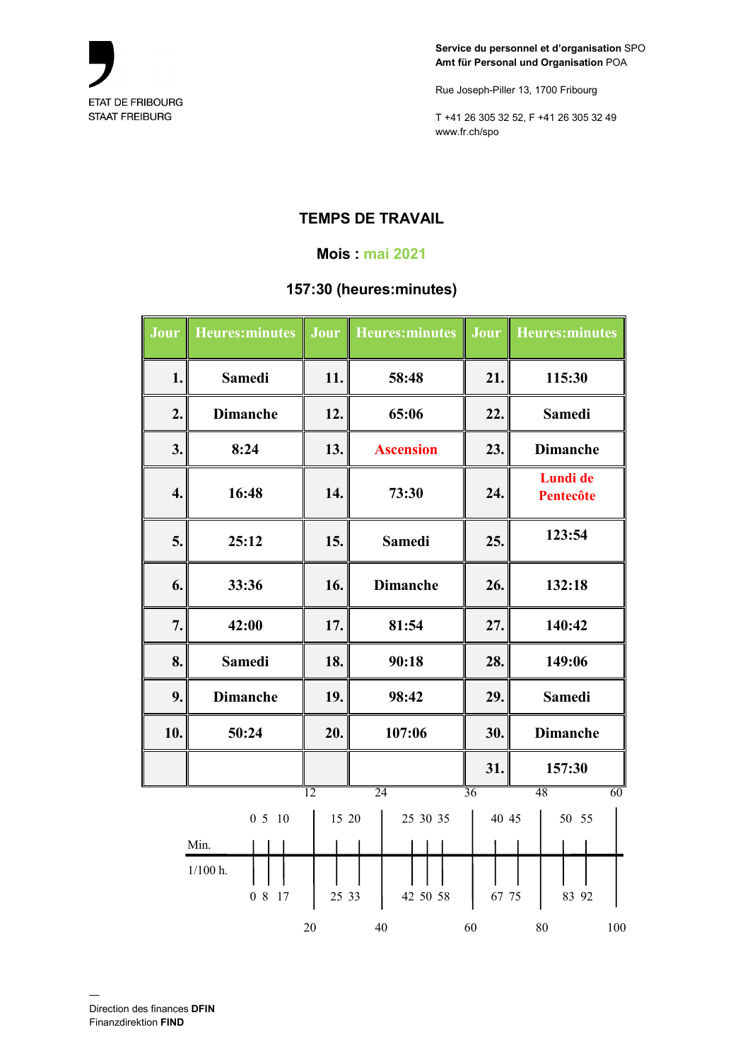ETAT DE FRIBOURG
STAAT FREIBURG

**Service du personnel et d'organisation** SPO
**Amt für Personal und Organisation** POA

Rue Joseph-Piller 13, 1700 Fribourg

T +41 26 305 32 52, F +41 26 305 32 49
www.fr.ch/spo

## TEMPS DE TRAVAIL

### Mois : mai 2021

### 157:30 (heures:minutes)

| Jour | Heures:minutes | Jour | Heures:minutes | Jour | Heures:minutes |
|---|---|---|---|---|---|
| **1.** | **Samedi** | **11.** | **58:48** | **21.** | **115:30** |
| **2.** | **Dimanche** | **12.** | **65:06** | **22.** | **Samedi** |
| **3.** | **8:24** | **13.** | **Ascension** | **23.** | **Dimanche** |
| **4.** | **16:48** | **14.** | **73:30** | **24.** | **Lundi de Pentecôte** |
| **5.** | **25:12** | **15.** | **Samedi** | **25.** | **123:54** |
| **6.** | **33:36** | **16.** | **Dimanche** | **26.** | **132:18** |
| **7.** | **42:00** | **17.** | **81:54** | **27.** | **140:42** |
| **8.** | **Samedi** | **18.** | **90:18** | **28.** | **149:06** |
| **9.** | **Dimanche** | **19.** | **98:42** | **29.** | **Samedi** |
| **10.** | **50:24** | **20.** | **107:06** | **30.** | **Dimanche** |
| | | | | **31.** | **157:30** |

| | | | | | | | | | | | | | | |
|---|---|---|---|---|---|---|---|---|---|---|---|---|---|---|
| Min. | 0 | 5 | 10 | 12 | 15 | 20 | 24 | 25 | 30 | 35 | 36 | 40 | 45 | 48 | 50 | 55 | 60 |
| 1/100 h. | 0 | 8 | 17 | 20 | 25 | 33 | 40 | 42 | 50 | 58 | 60 | 67 | 75 | 80 | 83 | 92 | 100 |

—
Direction des finances **DFIN**
Finanzdirektion **FIND**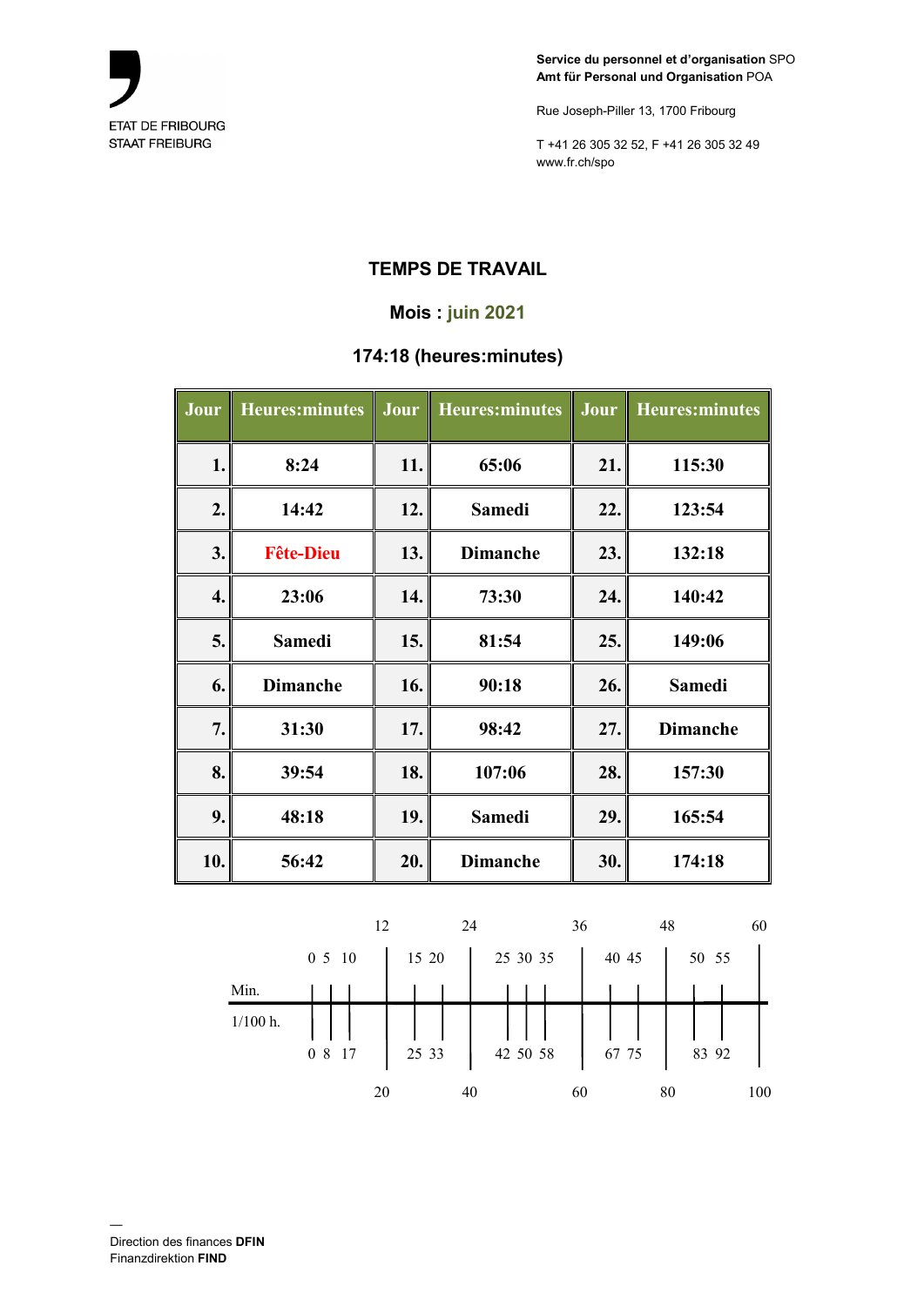Service du personnel et d'organisation SPO
Amt für Personal und Organisation POA

Rue Joseph-Piller 13, 1700 Fribourg

T +41 26 305 32 52, F +41 26 305 32 49
www.fr.ch/spo

ETAT DE FRIBOURG
STAAT FREIBURG

## TEMPS DE TRAVAIL

### Mois : juin 2021

### 174:18 (heures:minutes)

| Jour | Heures:minutes | Jour | Heures:minutes | Jour | Heures:minutes |
|---|---|---|---|---|---|
| 1. | 8:24 | 11. | 65:06 | 21. | 115:30 |
| 2. | 14:42 | 12. | Samedi | 22. | 123:54 |
| 3. | Fête-Dieu | 13. | Dimanche | 23. | 132:18 |
| 4. | 23:06 | 14. | 73:30 | 24. | 140:42 |
| 5. | Samedi | 15. | 81:54 | 25. | 149:06 |
| 6. | Dimanche | 16. | 90:18 | 26. | Samedi |
| 7. | 31:30 | 17. | 98:42 | 27. | Dimanche |
| 8. | 39:54 | 18. | 107:06 | 28. | 157:30 |
| 9. | 48:18 | 19. | Samedi | 29. | 165:54 |
| 10. | 56:42 | 20. | Dimanche | 30. | 174:18 |

| Min. | 0 | 5 | 10 | 12 | 15 | 20 | 24 | 25 | 30 | 35 | 36 | 40 | 45 | 48 | 50 | 55 | 60 |
|---|---|---|---|---|---|---|---|---|---|---|---|---|---|---|---|---|---|
| 1/100 h. | 0 | 8 | 17 | 20 | 25 | 33 | 40 | 42 | 50 | 58 | 60 | 67 | 75 | 80 | 83 | 92 | 100 |

—
Direction des finances **DFIN**
Finanzdirektion **FIND**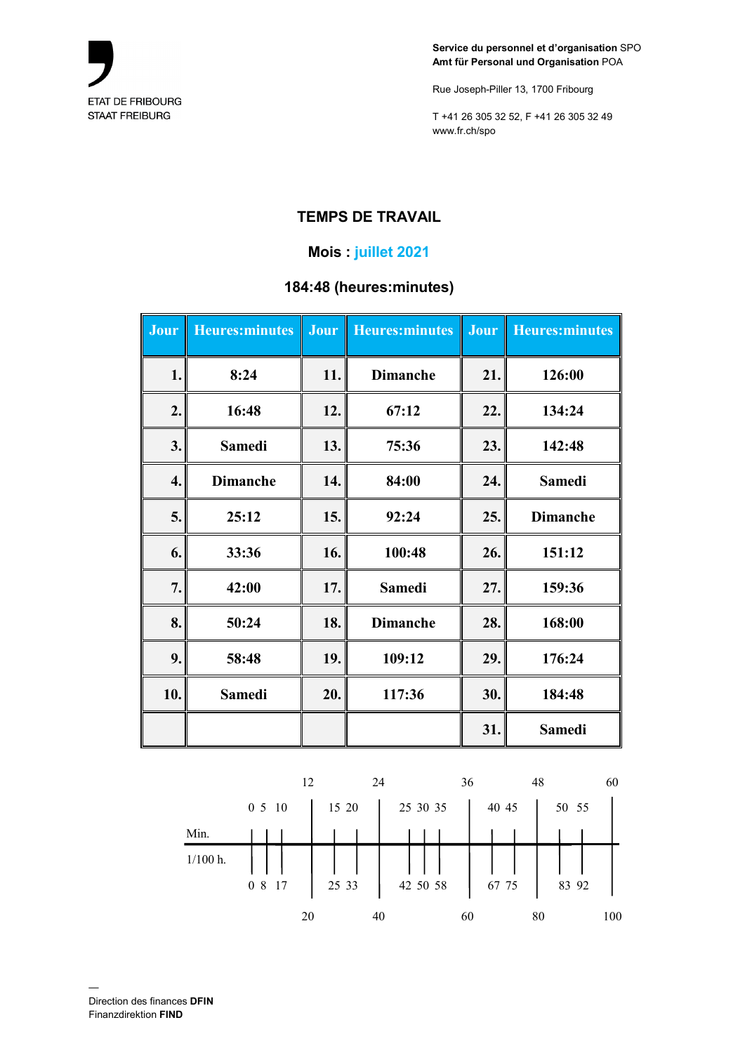ETAT DE FRIBOURG
STAAT FREIBURG

**Service du personnel et d'organisation** SPO
**Amt für Personal und Organisation** POA

Rue Joseph-Piller 13, 1700 Fribourg

T +41 26 305 32 52, F +41 26 305 32 49
www.fr.ch/spo

## TEMPS DE TRAVAIL

### Mois : juillet 2021

### 184:48 (heures:minutes)

| Jour | Heures:minutes | Jour | Heures:minutes | Jour | Heures:minutes |
|---|---|---|---|---|---|
| 1. | 8:24 | 11. | Dimanche | 21. | 126:00 |
| 2. | 16:48 | 12. | 67:12 | 22. | 134:24 |
| 3. | Samedi | 13. | 75:36 | 23. | 142:48 |
| 4. | Dimanche | 14. | 84:00 | 24. | Samedi |
| 5. | 25:12 | 15. | 92:24 | 25. | Dimanche |
| 6. | 33:36 | 16. | 100:48 | 26. | 151:12 |
| 7. | 42:00 | 17. | Samedi | 27. | 159:36 |
| 8. | 50:24 | 18. | Dimanche | 28. | 168:00 |
| 9. | 58:48 | 19. | 109:12 | 29. | 176:24 |
| 10. | Samedi | 20. | 117:36 | 30. | 184:48 |
| | | | | 31. | Samedi |

| Min. | 0 | 5 | 10 | 12 | 15 | 20 | 24 | 25 | 30 | 35 | 36 | 40 | 45 | 48 | 50 | 55 | 60 |
|---|---|---|---|---|---|---|---|---|---|---|---|---|---|---|---|---|---|
| 1/100 h. | 0 | 8 | 17 | 20 | 25 | 33 | 40 | 42 | 50 | 58 | 60 | 67 | 75 | 80 | 83 | 92 | 100 |

Direction des finances **DFIN**
Finanzdirektion **FIND**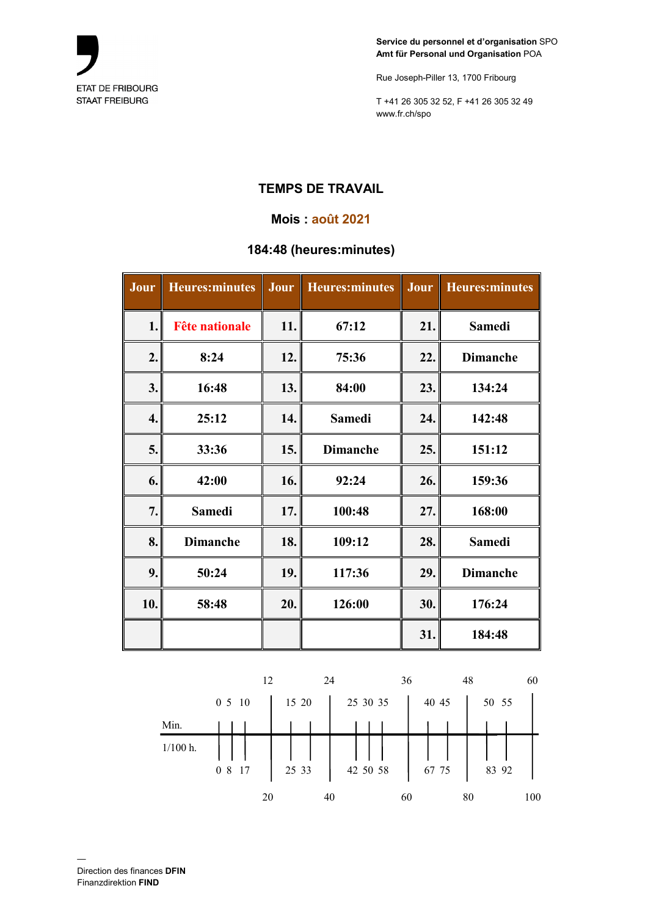ETAT DE FRIBOURG
STAAT FREIBURG

**Service du personnel et d'organisation** SPO
**Amt für Personal und Organisation** POA

Rue Joseph-Piller 13, 1700 Fribourg

T +41 26 305 32 52, F +41 26 305 32 49
www.fr.ch/spo

## TEMPS DE TRAVAIL

### Mois : août 2021

### 184:48 (heures:minutes)

| Jour | Heures:minutes | Jour | Heures:minutes | Jour | Heures:minutes |
|---|---|---|---|---|---|
| 1. | Fête nationale | 11. | 67:12 | 21. | Samedi |
| 2. | 8:24 | 12. | 75:36 | 22. | Dimanche |
| 3. | 16:48 | 13. | 84:00 | 23. | 134:24 |
| 4. | 25:12 | 14. | Samedi | 24. | 142:48 |
| 5. | 33:36 | 15. | Dimanche | 25. | 151:12 |
| 6. | 42:00 | 16. | 92:24 | 26. | 159:36 |
| 7. | Samedi | 17. | 100:48 | 27. | 168:00 |
| 8. | Dimanche | 18. | 109:12 | 28. | Samedi |
| 9. | 50:24 | 19. | 117:36 | 29. | Dimanche |
| 10. | 58:48 | 20. | 126:00 | 30. | 176:24 |
| | | | | 31. | 184:48 |

| Min. | 0 | 5 | 10 | 12 | 15 | 20 | 24 | 25 | 30 | 35 | 36 | 40 | 45 | 48 | 50 | 55 | 60 |
|---|---|---|---|---|---|---|---|---|---|---|---|---|---|---|---|---|---|
| 1/100 h. | 0 | 8 | 17 | 20 | 25 | 33 | 40 | 42 | 50 | 58 | 60 | 67 | 75 | 80 | 83 | 92 | 100 |

—
Direction des finances **DFIN**
Finanzdirektion **FIND**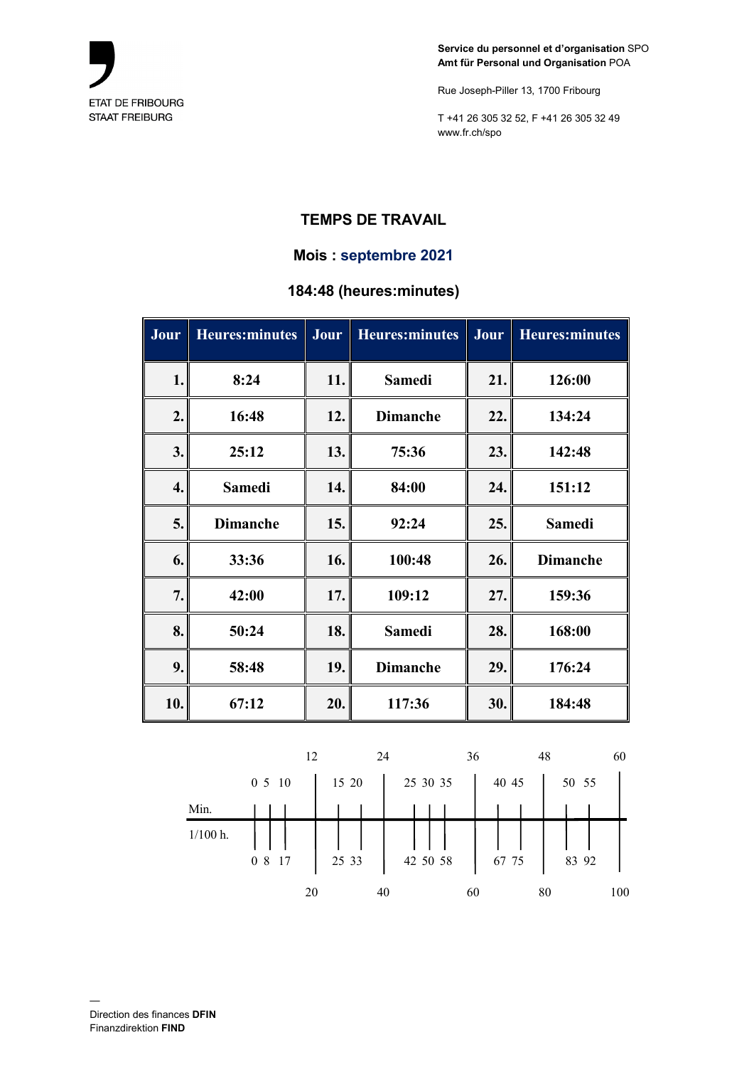ETAT DE FRIBOURG
STAAT FREIBURG

**Service du personnel et d'organisation** SPO
**Amt für Personal und Organisation** POA

Rue Joseph-Piller 13, 1700 Fribourg

T +41 26 305 32 52, F +41 26 305 32 49
www.fr.ch/spo

# TEMPS DE TRAVAIL

## Mois : septembre 2021

## 184:48 (heures:minutes)

| Jour | Heures:minutes | Jour | Heures:minutes | Jour | Heures:minutes |
|---|---|---|---|---|---|
| 1. | 8:24 | 11. | Samedi | 21. | 126:00 |
| 2. | 16:48 | 12. | Dimanche | 22. | 134:24 |
| 3. | 25:12 | 13. | 75:36 | 23. | 142:48 |
| 4. | Samedi | 14. | 84:00 | 24. | 151:12 |
| 5. | Dimanche | 15. | 92:24 | 25. | Samedi |
| 6. | 33:36 | 16. | 100:48 | 26. | Dimanche |
| 7. | 42:00 | 17. | 109:12 | 27. | 159:36 |
| 8. | 50:24 | 18. | Samedi | 28. | 168:00 |
| 9. | 58:48 | 19. | Dimanche | 29. | 176:24 |
| 10. | 67:12 | 20. | 117:36 | 30. | 184:48 |

| Min. | 0 | 5 | 10 | 12 | 15 | 20 | 24 | 25 | 30 | 35 | 36 | 40 | 45 | 48 | 50 | 55 | 60 |
|---|---|---|---|---|---|---|---|---|---|---|---|---|---|---|---|---|---|
| 1/100 h. | 0 | 8 | 17 | 20 | 25 | 33 | 40 | 42 | 50 | 58 | 60 | 67 | 75 | 80 | 83 | 92 | 100 |

Direction des finances **DFIN**
Finanzdirektion **FIND**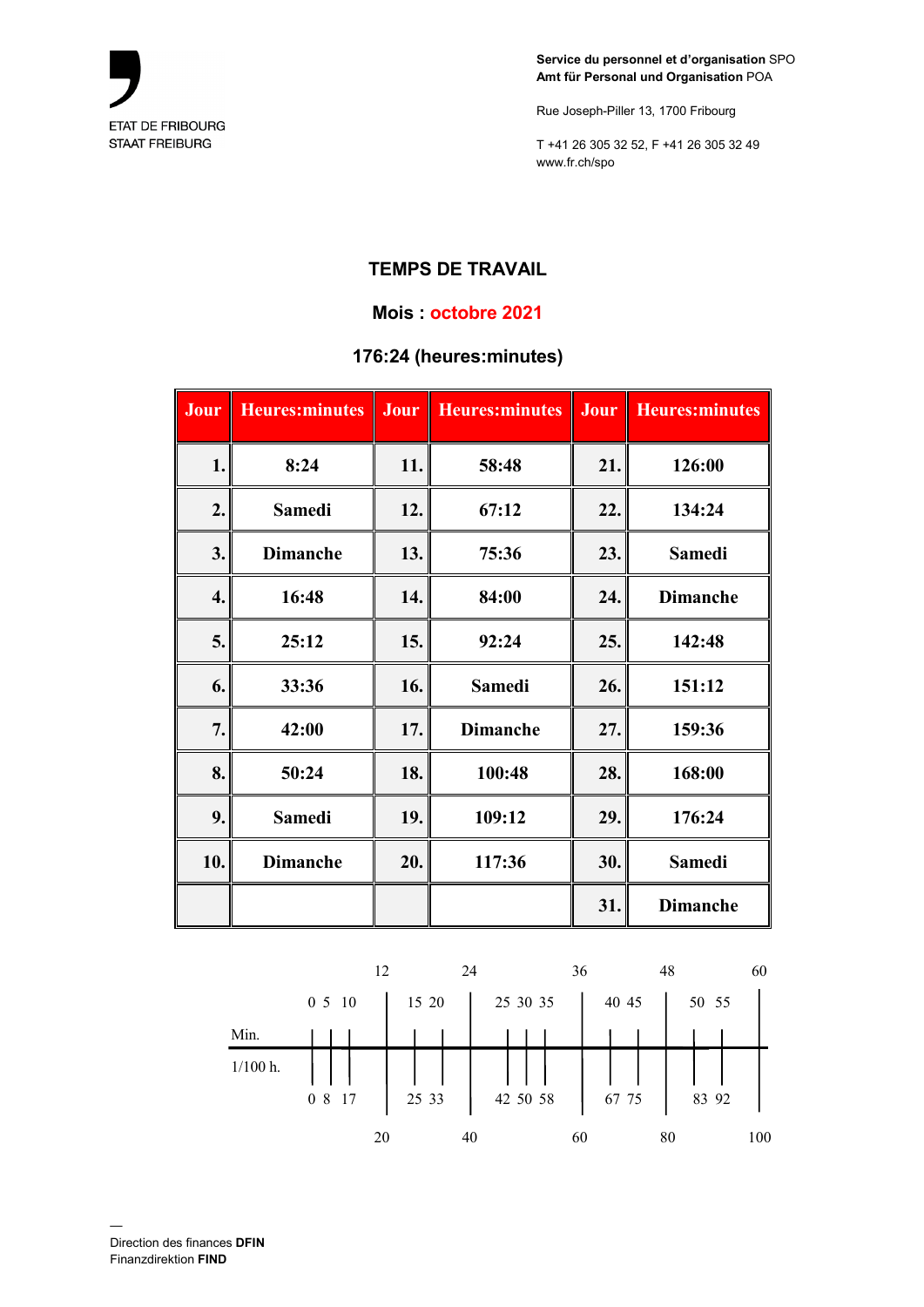ETAT DE FRIBOURG
STAAT FREIBURG

**Service du personnel et d'organisation** SPO
**Amt für Personal und Organisation** POA

Rue Joseph-Piller 13, 1700 Fribourg

T +41 26 305 32 52, F +41 26 305 32 49
www.fr.ch/spo

## TEMPS DE TRAVAIL

### Mois : octobre 2021

### 176:24 (heures:minutes)

| Jour | Heures:minutes | Jour | Heures:minutes | Jour | Heures:minutes |
|---|---|---|---|---|---|
| 1. | 8:24 | 11. | 58:48 | 21. | 126:00 |
| 2. | Samedi | 12. | 67:12 | 22. | 134:24 |
| 3. | Dimanche | 13. | 75:36 | 23. | Samedi |
| 4. | 16:48 | 14. | 84:00 | 24. | Dimanche |
| 5. | 25:12 | 15. | 92:24 | 25. | 142:48 |
| 6. | 33:36 | 16. | Samedi | 26. | 151:12 |
| 7. | 42:00 | 17. | Dimanche | 27. | 159:36 |
| 8. | 50:24 | 18. | 100:48 | 28. | 168:00 |
| 9. | Samedi | 19. | 109:12 | 29. | 176:24 |
| 10. | Dimanche | 20. | 117:36 | 30. | Samedi |
| | | | | 31. | Dimanche |

| Min. | 0 | 5 | 10 | 12 | 15 | 20 | 24 | 25 | 30 | 35 | 36 | 40 | 45 | 48 | 50 | 55 | 60 |
|---|---|---|---|---|---|---|---|---|---|---|---|---|---|---|---|---|---|
| 1/100 h. | 0 | 8 | 17 | 20 | 25 | 33 | 40 | 42 | 50 | 58 | 60 | 67 | 75 | 80 | 83 | 92 | 100 |

—
Direction des finances **DFIN**
Finanzdirektion **FIND**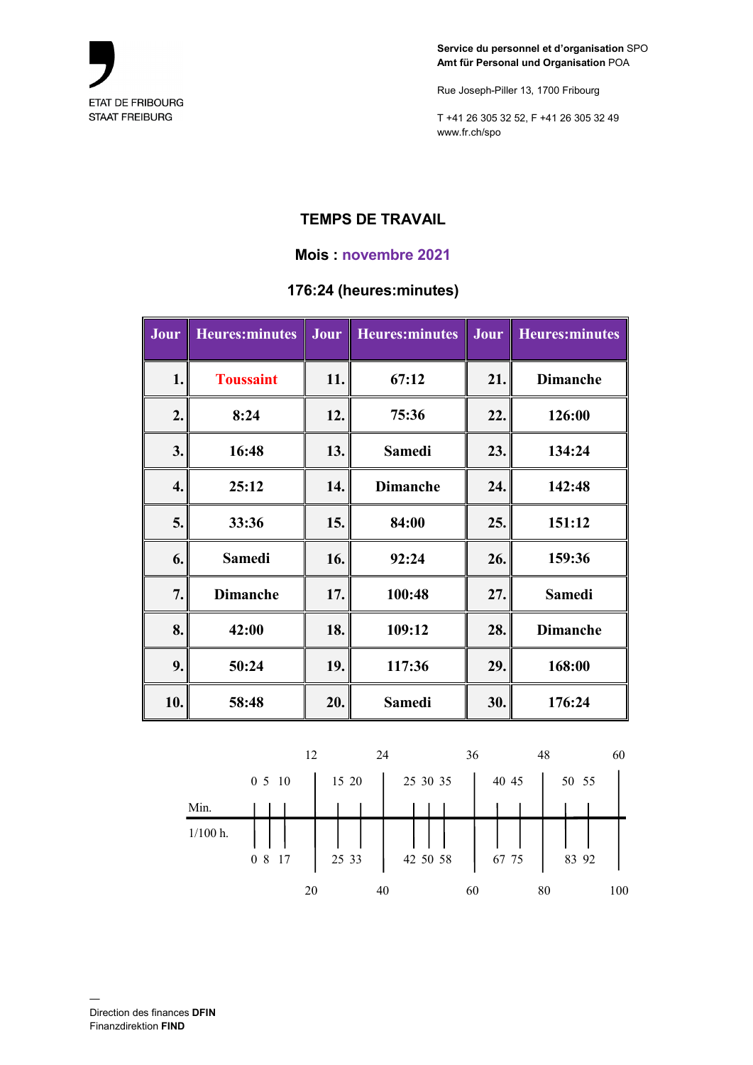ETAT DE FRIBOURG
STAAT FREIBURG

**Service du personnel et d'organisation** SPO
**Amt für Personal und Organisation** POA

Rue Joseph-Piller 13, 1700 Fribourg

T +41 26 305 32 52, F +41 26 305 32 49
www.fr.ch/spo

## TEMPS DE TRAVAIL

### Mois : novembre 2021

### 176:24 (heures:minutes)

| Jour | Heures:minutes | Jour | Heures:minutes | Jour | Heures:minutes |
|---|---|---|---|---|---|
| 1. | Toussaint | 11. | 67:12 | 21. | Dimanche |
| 2. | 8:24 | 12. | 75:36 | 22. | 126:00 |
| 3. | 16:48 | 13. | Samedi | 23. | 134:24 |
| 4. | 25:12 | 14. | Dimanche | 24. | 142:48 |
| 5. | 33:36 | 15. | 84:00 | 25. | 151:12 |
| 6. | Samedi | 16. | 92:24 | 26. | 159:36 |
| 7. | Dimanche | 17. | 100:48 | 27. | Samedi |
| 8. | 42:00 | 18. | 109:12 | 28. | Dimanche |
| 9. | 50:24 | 19. | 117:36 | 29. | 168:00 |
| 10. | 58:48 | 20. | Samedi | 30. | 176:24 |

| Min. | 0 | 5 | 10 | 12 | 15 | 20 | 24 | 25 | 30 | 35 | 36 | 40 | 45 | 48 | 50 | 55 | 60 |
|---|---|---|---|---|---|---|---|---|---|---|---|---|---|---|---|---|---|
| 1/100 h. | 0 | 8 | 17 | 20 | 25 | 33 | 40 | 42 | 50 | 58 | 60 | 67 | 75 | 80 | 83 | 92 | 100 |

—
Direction des finances **DFIN**
Finanzdirektion **FIND**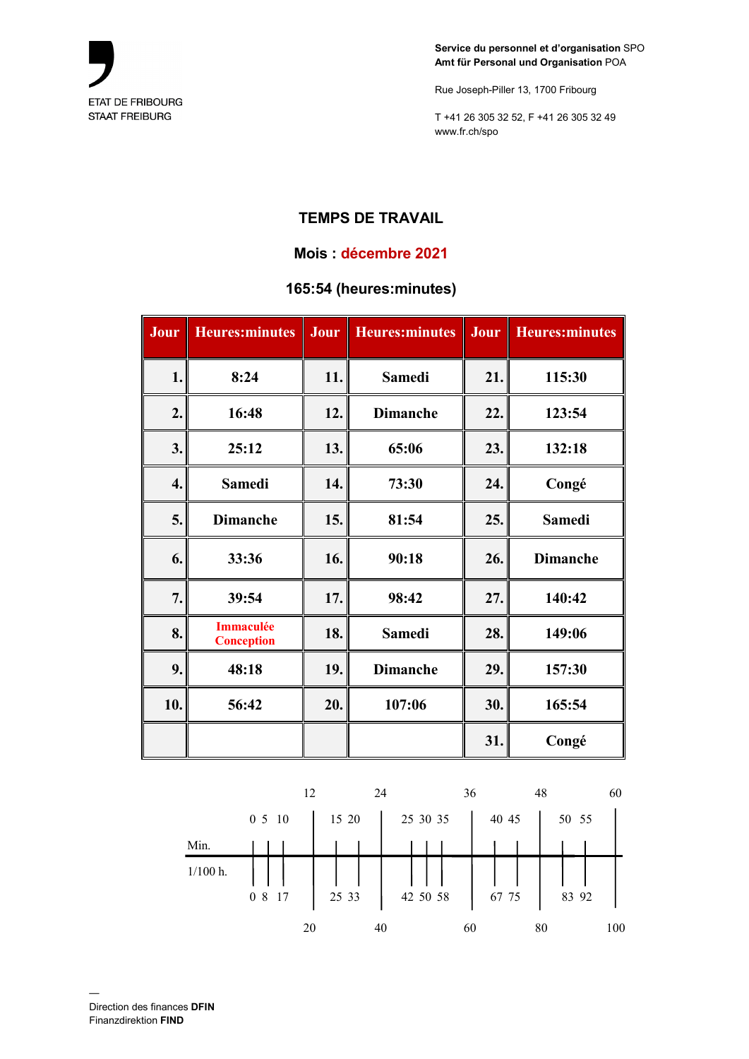ETAT DE FRIBOURG
STAAT FREIBURG

**Service du personnel et d'organisation** SPO
**Amt für Personal und Organisation** POA

Rue Joseph-Piller 13, 1700 Fribourg

T +41 26 305 32 52, F +41 26 305 32 49
www.fr.ch/spo

## TEMPS DE TRAVAIL

### Mois : décembre 2021

### 165:54 (heures:minutes)

| Jour | Heures:minutes | Jour | Heures:minutes | Jour | Heures:minutes |
|---|---|---|---|---|---|
| 1. | 8:24 | 11. | Samedi | 21. | 115:30 |
| 2. | 16:48 | 12. | Dimanche | 22. | 123:54 |
| 3. | 25:12 | 13. | 65:06 | 23. | 132:18 |
| 4. | Samedi | 14. | 73:30 | 24. | Congé |
| 5. | Dimanche | 15. | 81:54 | 25. | Samedi |
| 6. | 33:36 | 16. | 90:18 | 26. | Dimanche |
| 7. | 39:54 | 17. | 98:42 | 27. | 140:42 |
| 8. | Immaculée Conception | 18. | Samedi | 28. | 149:06 |
| 9. | 48:18 | 19. | Dimanche | 29. | 157:30 |
| 10. | 56:42 | 20. | 107:06 | 30. | 165:54 |
| | | | | 31. | Congé |

12 24 36 48 60

0 5 10 15 20 25 30 35 40 45 50 55

Min.

1/100 h.

0 8 17 25 33 42 50 58 67 75 83 92

20 40 60 80 100

Direction des finances **DFIN**
Finanzdirektion **FIND**